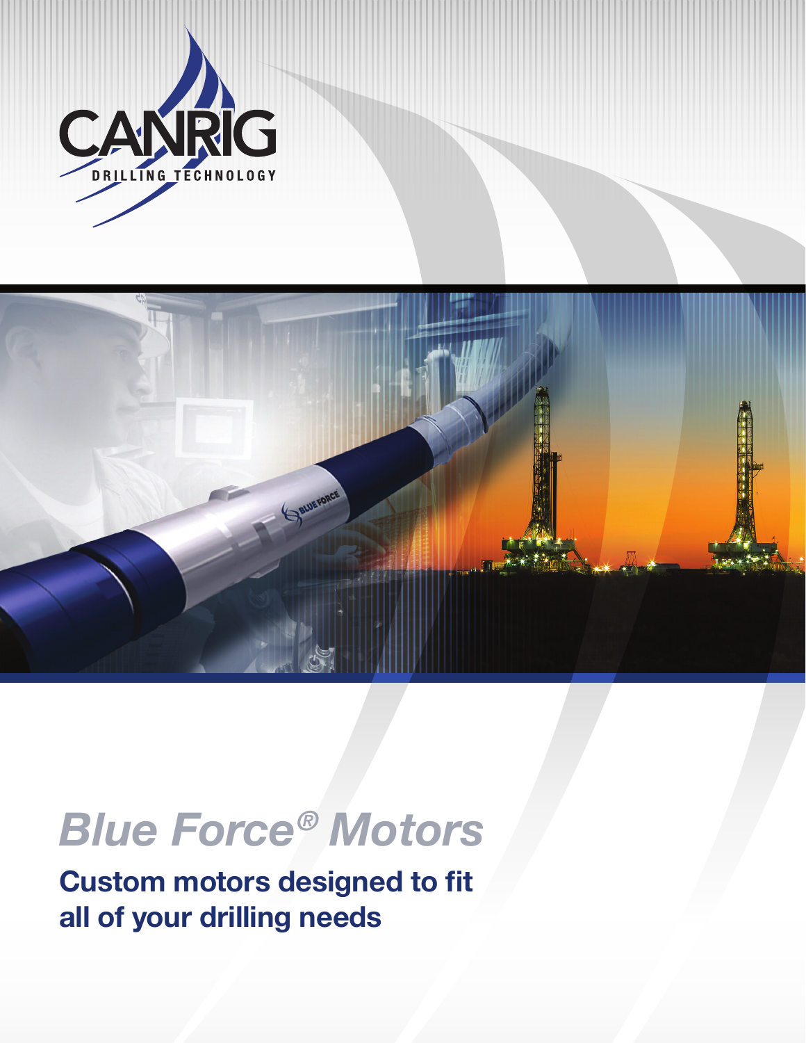CANRIG

DRILLING TECHNOLOGY

# *Blue Force® Motors*

## Custom motors designed to fit all of your drilling needs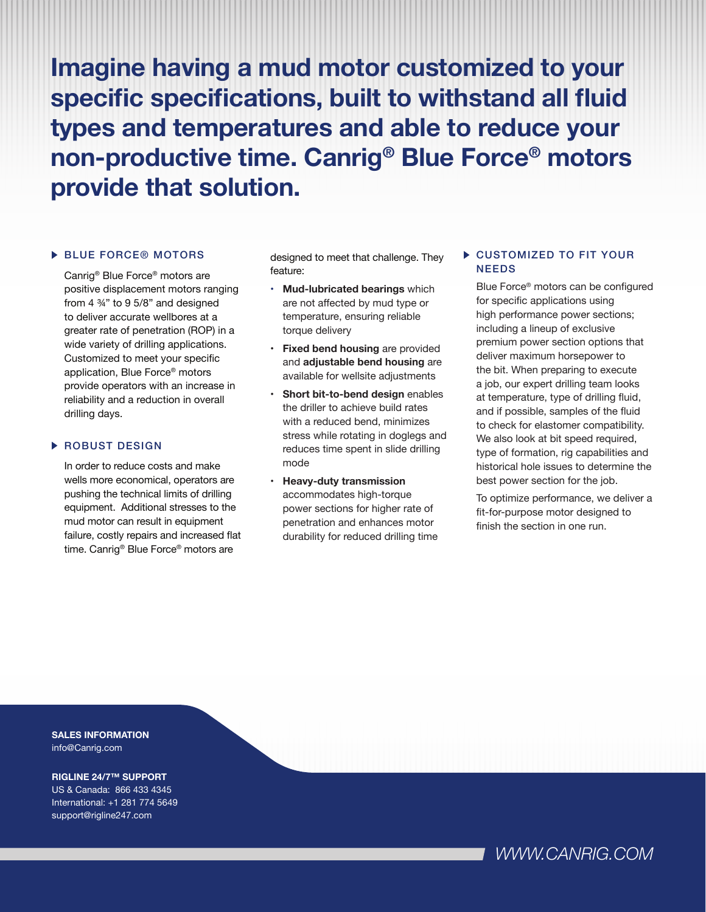# Imagine having a mud motor customized to your specific specifications, built to withstand all fluid types and temperatures and able to reduce your non-productive time. Canrig® Blue Force® motors provide that solution.

## BLUE FORCE® MOTORS

Canrig® Blue Force® motors are positive displacement motors ranging from 4 ¾" to 9 5/8" and designed to deliver accurate wellbores at a greater rate of penetration (ROP) in a wide variety of drilling applications. Customized to meet your specific application, Blue Force® motors provide operators with an increase in reliability and a reduction in overall drilling days.

## ROBUST DESIGN

In order to reduce costs and make wells more economical, operators are pushing the technical limits of drilling equipment. Additional stresses to the mud motor can result in equipment failure, costly repairs and increased flat time. Canrig® Blue Force® motors are designed to meet that challenge. They feature:

- **Mud-lubricated bearings** which are not affected by mud type or temperature, ensuring reliable torque delivery
- **Fixed bend housing** are provided and **adjustable bend housing** are available for wellsite adjustments
- **Short bit-to-bend design** enables the driller to achieve build rates with a reduced bend, minimizes stress while rotating in doglegs and reduces time spent in slide drilling mode
- **Heavy-duty transmission** accommodates high-torque power sections for higher rate of penetration and enhances motor durability for reduced drilling time

## CUSTOMIZED TO FIT YOUR NEEDS

Blue Force® motors can be configured for specific applications using high performance power sections; including a lineup of exclusive premium power section options that deliver maximum horsepower to the bit. When preparing to execute a job, our expert drilling team looks at temperature, type of drilling fluid, and if possible, samples of the fluid to check for elastomer compatibility. We also look at bit speed required, type of formation, rig capabilities and historical hole issues to determine the best power section for the job.

To optimize performance, we deliver a fit-for-purpose motor designed to finish the section in one run.

**SALES INFORMATION**
info@Canrig.com

**RIGLINE 24/7™ SUPPORT**
US & Canada: 866 433 4345
International: +1 281 774 5649
support@rigline247.com

*WWW.CANRIG.COM*